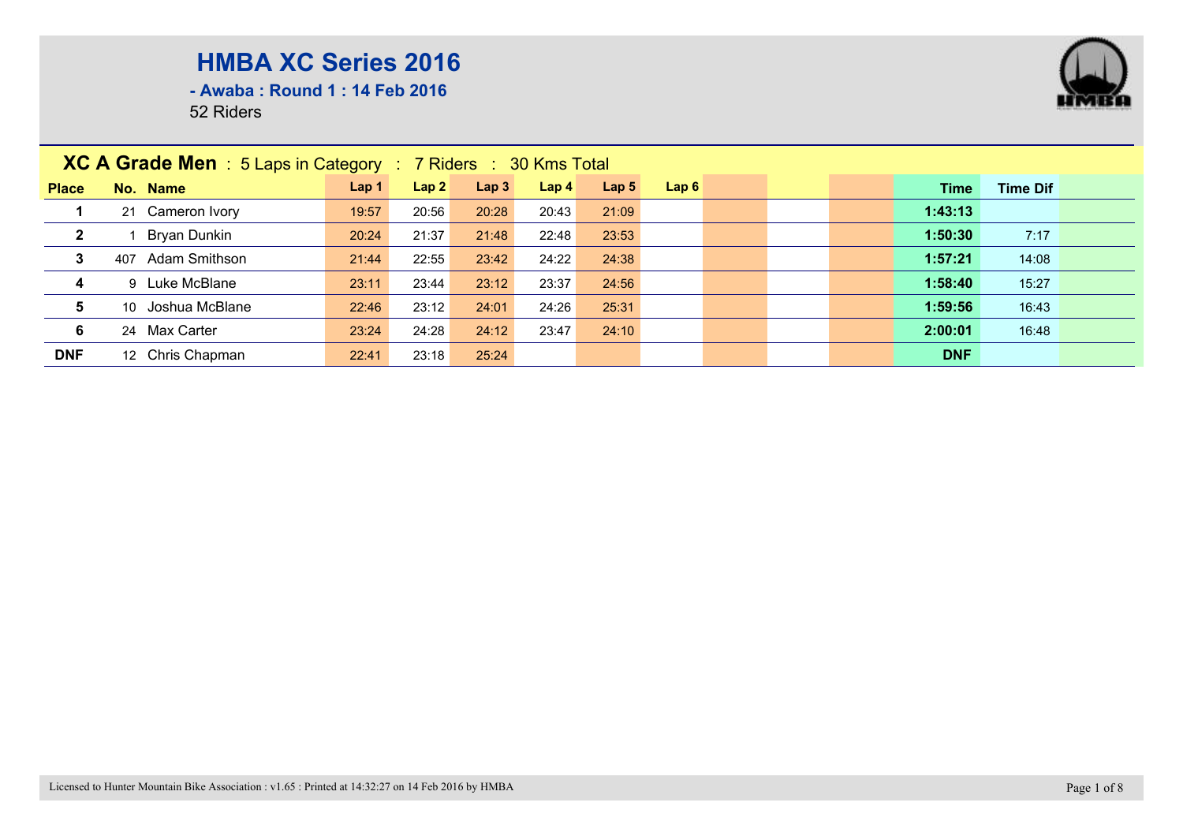# HMBA XC Series 2016

**- Awaba : Round 1 : 14 Feb 2016**

52 Riders

## XC A Grade Men : 5 Laps in Category : 7 Riders : 30 Kms Total

| Place | No. | Name | Lap 1 | Lap 2 | Lap 3 | Lap 4 | Lap 5 | Lap 6 | Time | Time Dif |
|---|---|---|---|---|---|---|---|---|---|---|
| 1 | 21 | Cameron Ivory | 19:57 | 20:56 | 20:28 | 20:43 | 21:09 | | 1:43:13 | |
| 2 | 1 | Bryan Dunkin | 20:24 | 21:37 | 21:48 | 22:48 | 23:53 | | 1:50:30 | 7:17 |
| 3 | 407 | Adam Smithson | 21:44 | 22:55 | 23:42 | 24:22 | 24:38 | | 1:57:21 | 14:08 |
| 4 | 9 | Luke McBlane | 23:11 | 23:44 | 23:12 | 23:37 | 24:56 | | 1:58:40 | 15:27 |
| 5 | 10 | Joshua McBlane | 22:46 | 23:12 | 24:01 | 24:26 | 25:31 | | 1:59:56 | 16:43 |
| 6 | 24 | Max Carter | 23:24 | 24:28 | 24:12 | 23:47 | 24:10 | | 2:00:01 | 16:48 |
| DNF | 12 | Chris Chapman | 22:41 | 23:18 | 25:24 | | | | DNF | |

Licensed to Hunter Mountain Bike Association : v1.65 : Printed at 14:32:27 on 14 Feb 2016 by HMBA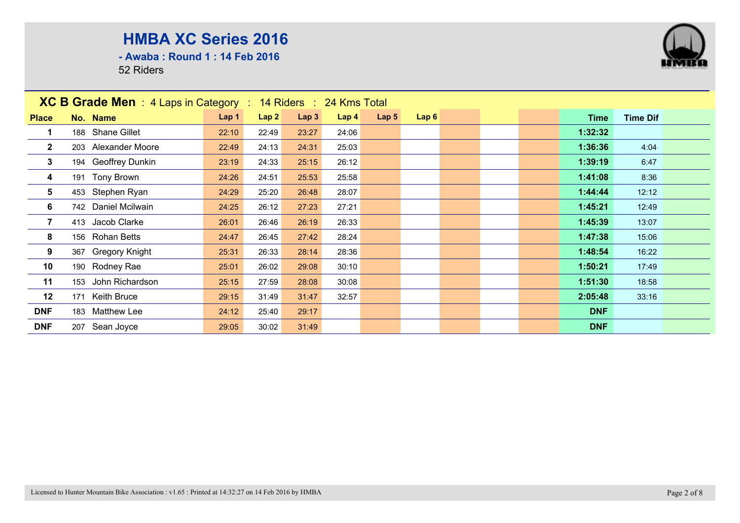# HMBA XC Series 2016

**- Awaba : Round 1 : 14 Feb 2016**

52 Riders

## XC B Grade Men : 4 Laps in Category : 14 Riders : 24 Kms Total

| Place | No. | Name | Lap 1 | Lap 2 | Lap 3 | Lap 4 | Lap 5 | Lap 6 | | | | Time | Time Dif |
|---|---|---|---|---|---|---|---|---|---|---|---|---|---|
| 1 | 188 | Shane Gillet | 22:10 | 22:49 | 23:27 | 24:06 | | | | | | 1:32:32 | |
| 2 | 203 | Alexander Moore | 22:49 | 24:13 | 24:31 | 25:03 | | | | | | 1:36:36 | 4:04 |
| 3 | 194 | Geoffrey Dunkin | 23:19 | 24:33 | 25:15 | 26:12 | | | | | | 1:39:19 | 6:47 |
| 4 | 191 | Tony Brown | 24:26 | 24:51 | 25:53 | 25:58 | | | | | | 1:41:08 | 8:36 |
| 5 | 453 | Stephen Ryan | 24:29 | 25:20 | 26:48 | 28:07 | | | | | | 1:44:44 | 12:12 |
| 6 | 742 | Daniel Mcilwain | 24:25 | 26:12 | 27:23 | 27:21 | | | | | | 1:45:21 | 12:49 |
| 7 | 413 | Jacob Clarke | 26:01 | 26:46 | 26:19 | 26:33 | | | | | | 1:45:39 | 13:07 |
| 8 | 156 | Rohan Betts | 24:47 | 26:45 | 27:42 | 28:24 | | | | | | 1:47:38 | 15:06 |
| 9 | 367 | Gregory Knight | 25:31 | 26:33 | 28:14 | 28:36 | | | | | | 1:48:54 | 16:22 |
| 10 | 190 | Rodney Rae | 25:01 | 26:02 | 29:08 | 30:10 | | | | | | 1:50:21 | 17:49 |
| 11 | 153 | John Richardson | 25:15 | 27:59 | 28:08 | 30:08 | | | | | | 1:51:30 | 18:58 |
| 12 | 171 | Keith Bruce | 29:15 | 31:49 | 31:47 | 32:57 | | | | | | 2:05:48 | 33:16 |
| DNF | 183 | Matthew Lee | 24:12 | 25:40 | 29:17 | | | | | | | DNF | |
| DNF | 207 | Sean Joyce | 29:05 | 30:02 | 31:49 | | | | | | | DNF | |

Licensed to Hunter Mountain Bike Association : v1.65 : Printed at 14:32:27 on 14 Feb 2016 by HMBA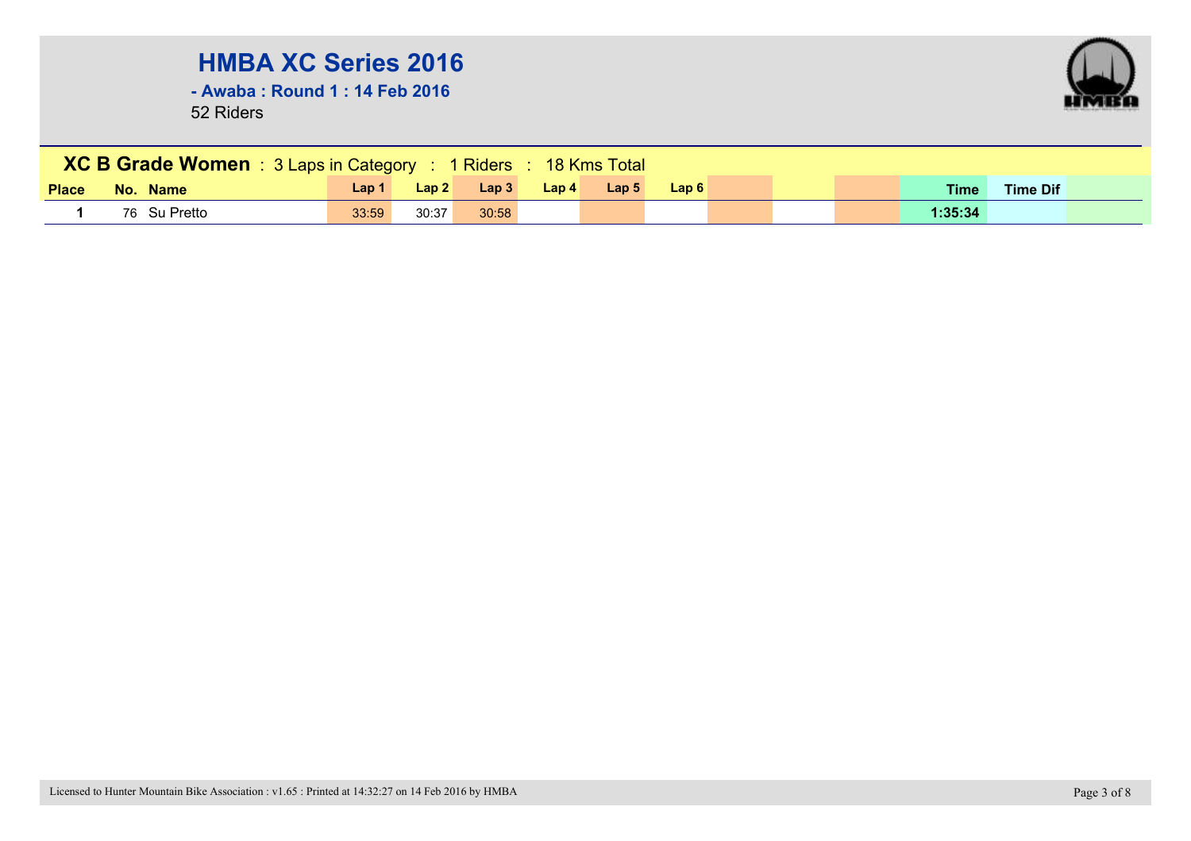# HMBA XC Series 2016

**- Awaba : Round 1 : 14 Feb 2016**

52 Riders

## XC B Grade Women : 3 Laps in Category : 1 Riders : 18 Kms Total

| Place | No. | Name | Lap 1 | Lap 2 | Lap 3 | Lap 4 | Lap 5 | Lap 6 | | | | Time | Time Dif | |
|---|---|---|---|---|---|---|---|---|---|---|---|---|---|---|
| 1 | 76 | Su Pretto | 33:59 | 30:37 | 30:58 | | | | | | | 1:35:34 | | |

Licensed to Hunter Mountain Bike Association : v1.65 : Printed at 14:32:27 on 14 Feb 2016 by HMBA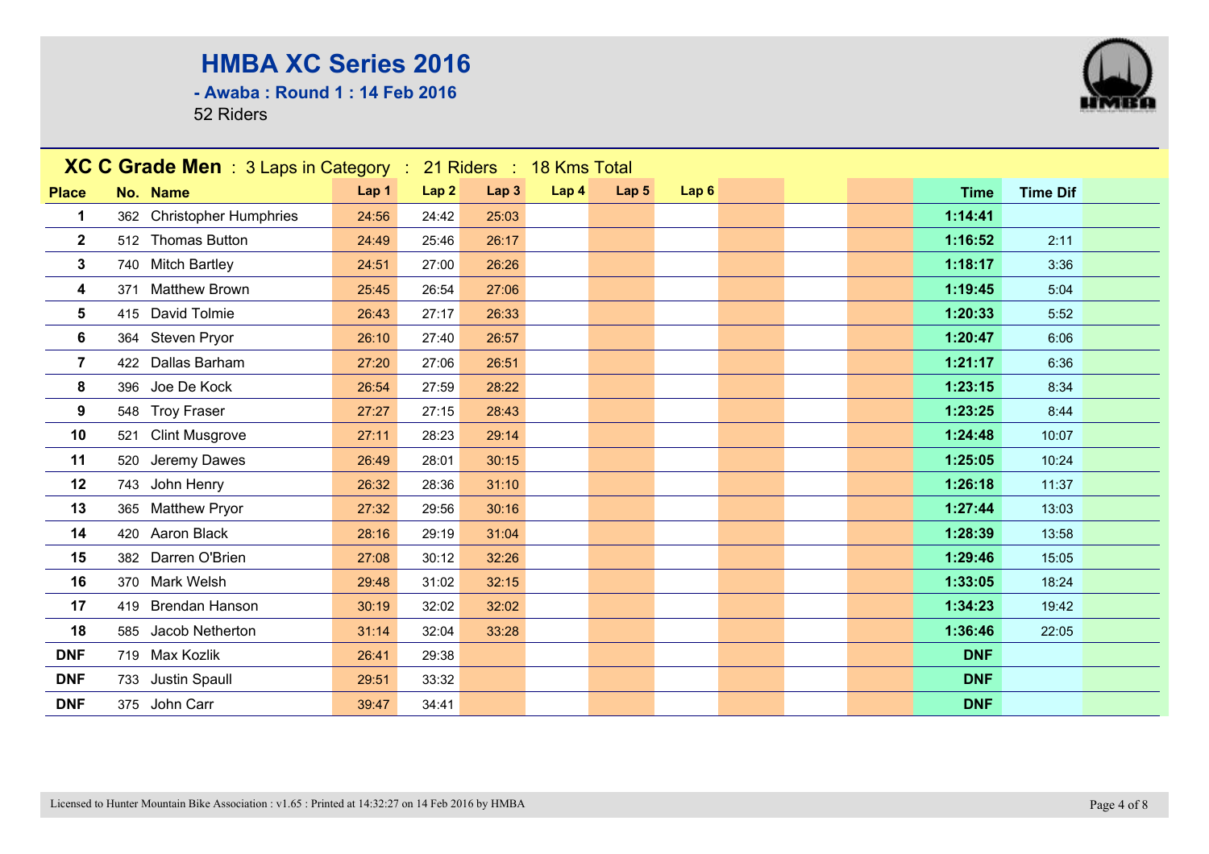# HMBA XC Series 2016

**- Awaba : Round 1 : 14 Feb 2016**

52 Riders

**XC C Grade Men** : 3 Laps in Category : 21 Riders : 18 Kms Total

| Place | No. | Name | Lap 1 | Lap 2 | Lap 3 | Lap 4 | Lap 5 | Lap 6 | | | | Time | Time Dif |
|---|---|---|---|---|---|---|---|---|---|---|---|---|---|
| 1 | 362 | Christopher Humphries | 24:56 | 24:42 | 25:03 | | | | | | | 1:14:41 | |
| 2 | 512 | Thomas Button | 24:49 | 25:46 | 26:17 | | | | | | | 1:16:52 | 2:11 |
| 3 | 740 | Mitch Bartley | 24:51 | 27:00 | 26:26 | | | | | | | 1:18:17 | 3:36 |
| 4 | 371 | Matthew Brown | 25:45 | 26:54 | 27:06 | | | | | | | 1:19:45 | 5:04 |
| 5 | 415 | David Tolmie | 26:43 | 27:17 | 26:33 | | | | | | | 1:20:33 | 5:52 |
| 6 | 364 | Steven Pryor | 26:10 | 27:40 | 26:57 | | | | | | | 1:20:47 | 6:06 |
| 7 | 422 | Dallas Barham | 27:20 | 27:06 | 26:51 | | | | | | | 1:21:17 | 6:36 |
| 8 | 396 | Joe De Kock | 26:54 | 27:59 | 28:22 | | | | | | | 1:23:15 | 8:34 |
| 9 | 548 | Troy Fraser | 27:27 | 27:15 | 28:43 | | | | | | | 1:23:25 | 8:44 |
| 10 | 521 | Clint Musgrove | 27:11 | 28:23 | 29:14 | | | | | | | 1:24:48 | 10:07 |
| 11 | 520 | Jeremy Dawes | 26:49 | 28:01 | 30:15 | | | | | | | 1:25:05 | 10:24 |
| 12 | 743 | John Henry | 26:32 | 28:36 | 31:10 | | | | | | | 1:26:18 | 11:37 |
| 13 | 365 | Matthew Pryor | 27:32 | 29:56 | 30:16 | | | | | | | 1:27:44 | 13:03 |
| 14 | 420 | Aaron Black | 28:16 | 29:19 | 31:04 | | | | | | | 1:28:39 | 13:58 |
| 15 | 382 | Darren O'Brien | 27:08 | 30:12 | 32:26 | | | | | | | 1:29:46 | 15:05 |
| 16 | 370 | Mark Welsh | 29:48 | 31:02 | 32:15 | | | | | | | 1:33:05 | 18:24 |
| 17 | 419 | Brendan Hanson | 30:19 | 32:02 | 32:02 | | | | | | | 1:34:23 | 19:42 |
| 18 | 585 | Jacob Netherton | 31:14 | 32:04 | 33:28 | | | | | | | 1:36:46 | 22:05 |
| DNF | 719 | Max Kozlik | 26:41 | 29:38 | | | | | | | | DNF | |
| DNF | 733 | Justin Spaull | 29:51 | 33:32 | | | | | | | | DNF | |
| DNF | 375 | John Carr | 39:47 | 34:41 | | | | | | | | DNF | |

Licensed to Hunter Mountain Bike Association : v1.65 : Printed at 14:32:27 on 14 Feb 2016 by HMBA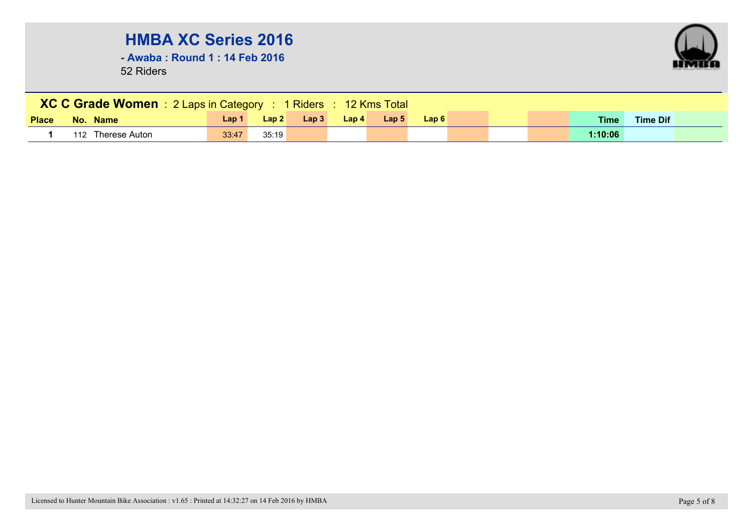# HMBA XC Series 2016

**- Awaba : Round 1 : 14 Feb 2016**

52 Riders

## XC C Grade Women : 2 Laps in Category : 1 Riders : 12 Kms Total

| Place | No. | Name | Lap 1 | Lap 2 | Lap 3 | Lap 4 | Lap 5 | Lap 6 | Time | Time Dif |
|---|---|---|---|---|---|---|---|---|---|---|
| 1 | 112 | Therese Auton | 33:47 | 35:19 | | | | | 1:10:06 | |

Licensed to Hunter Mountain Bike Association : v1.65 : Printed at 14:32:27 on 14 Feb 2016 by HMBA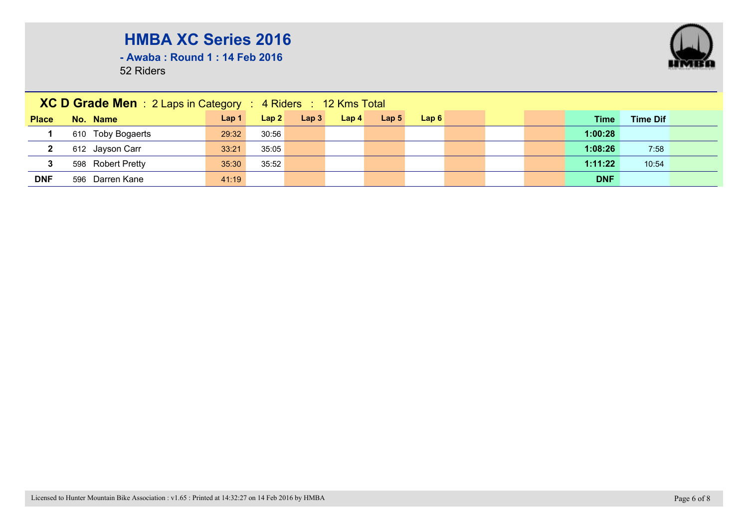# HMBA XC Series 2016

**- Awaba : Round 1 : 14 Feb 2016**

52 Riders

## XC D Grade Men : 2 Laps in Category : 4 Riders : 12 Kms Total

| Place | No. | Name | Lap 1 | Lap 2 | Lap 3 | Lap 4 | Lap 5 | Lap 6 | Time | Time Dif |
|---|---|---|---|---|---|---|---|---|---|---|
| 1 | 610 | Toby Bogaerts | 29:32 | 30:56 | | | | | 1:00:28 | |
| 2 | 612 | Jayson Carr | 33:21 | 35:05 | | | | | 1:08:26 | 7:58 |
| 3 | 598 | Robert Pretty | 35:30 | 35:52 | | | | | 1:11:22 | 10:54 |
| DNF | 596 | Darren Kane | 41:19 | | | | | | DNF | |

Licensed to Hunter Mountain Bike Association : v1.65 : Printed at 14:32:27 on 14 Feb 2016 by HMBA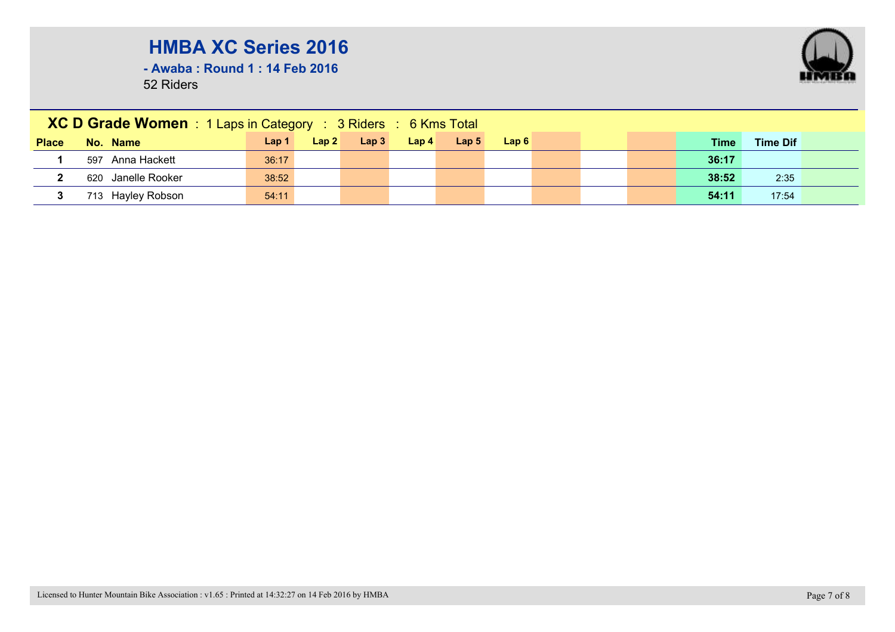# HMBA XC Series 2016

**- Awaba : Round 1 : 14 Feb 2016**

52 Riders

**XC D Grade Women** : 1 Laps in Category : 3 Riders : 6 Kms Total

| Place | No. | Name | Lap 1 | Lap 2 | Lap 3 | Lap 4 | Lap 5 | Lap 6 | | | | Time | Time Dif | |
|---|---|---|---|---|---|---|---|---|---|---|---|---|---|---|
| 1 | 597 | Anna Hackett | 36:17 | | | | | | | | | **36:17** | | |
| 2 | 620 | Janelle Rooker | 38:52 | | | | | | | | | **38:52** | 2:35 | |
| 3 | 713 | Hayley Robson | 54:11 | | | | | | | | | **54:11** | 17:54 | |

Licensed to Hunter Mountain Bike Association : v1.65 : Printed at 14:32:27 on 14 Feb 2016 by HMBA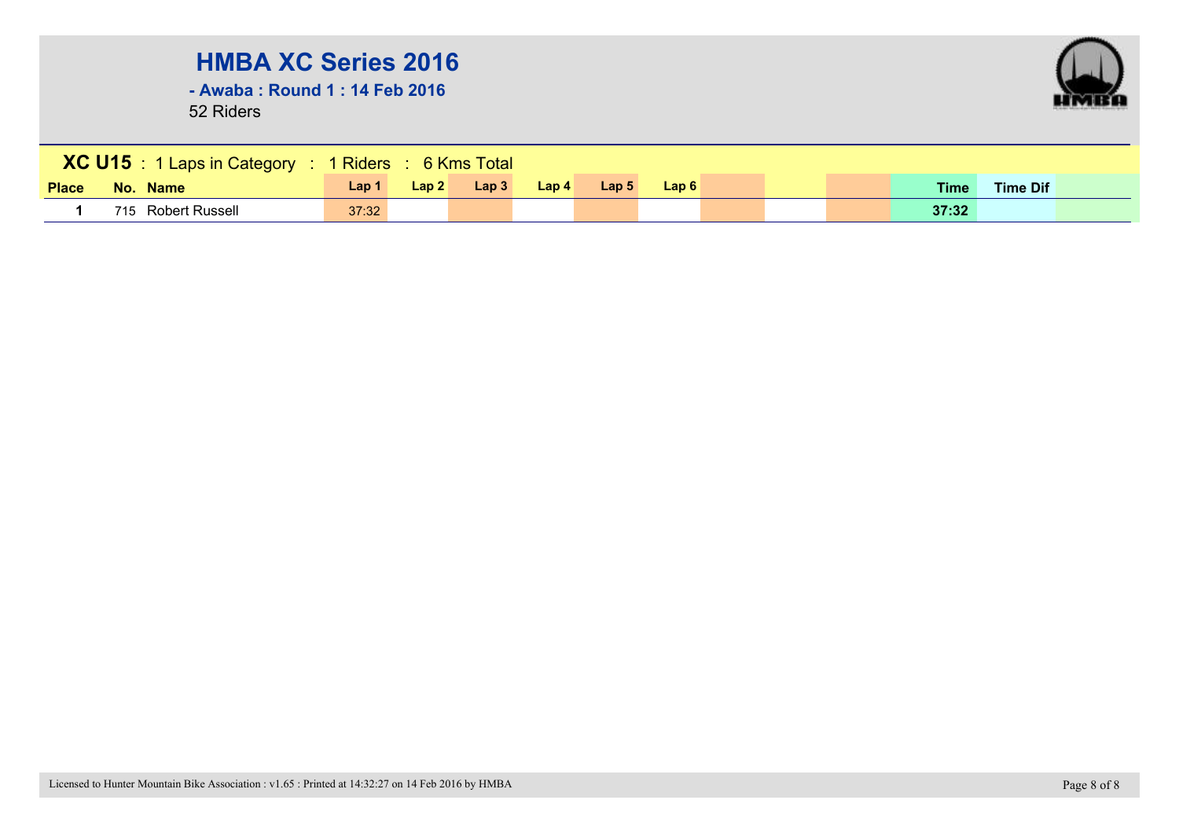# HMBA XC Series 2016

**- Awaba : Round 1 : 14 Feb 2016**

52 Riders

**XC U15** : 1 Laps in Category : 1 Riders : 6 Kms Total

| Place | No. | Name | Lap 1 | Lap 2 | Lap 3 | Lap 4 | Lap 5 | Lap 6 | | | | Time | Time Dif | |
|---|---|---|---|---|---|---|---|---|---|---|---|---|---|---|
| 1 | 715 | Robert Russell | 37:32 | | | | | | | | | 37:32 | | |

Licensed to Hunter Mountain Bike Association : v1.65 : Printed at 14:32:27 on 14 Feb 2016 by HMBA